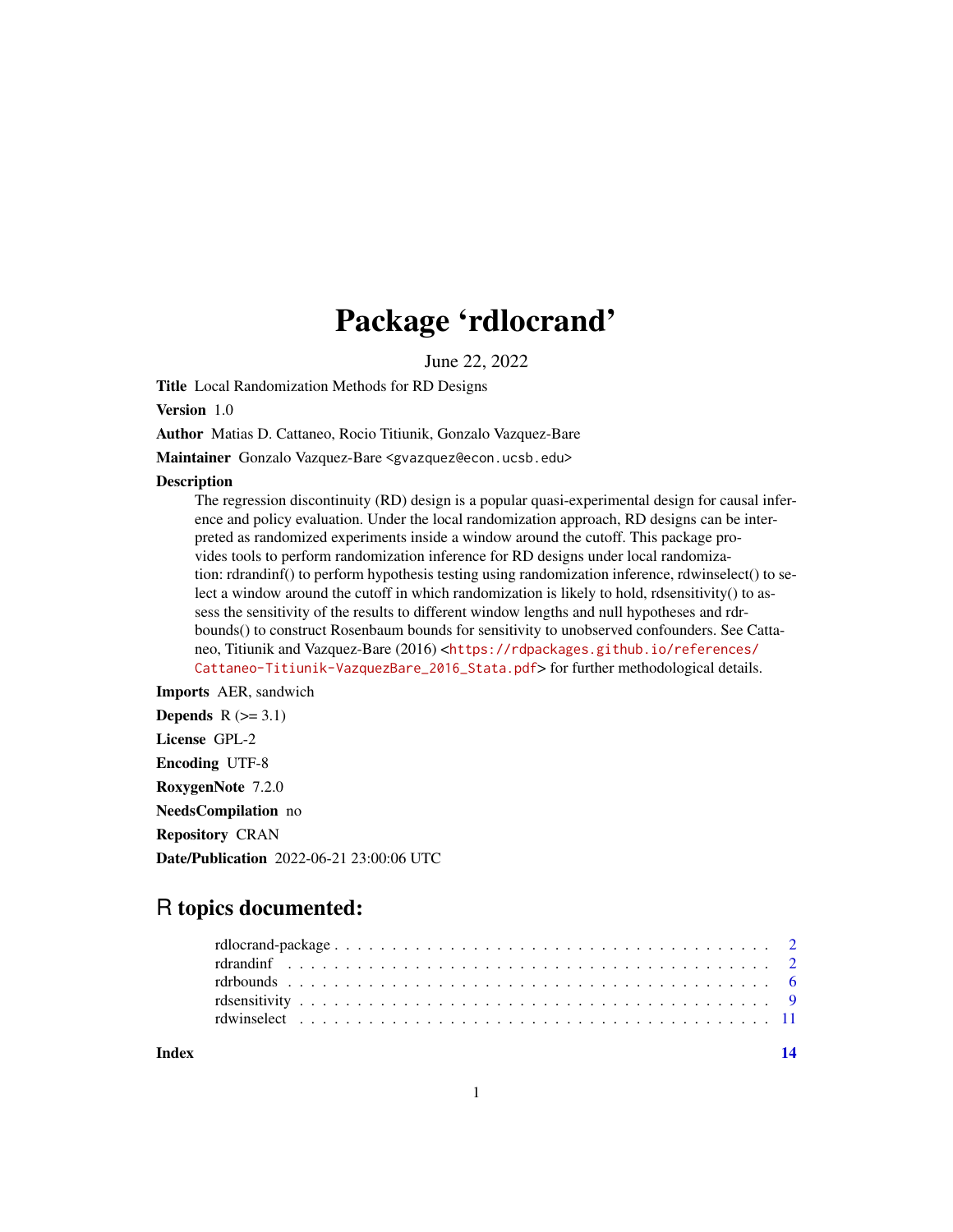# Package 'rdlocrand'

June 22, 2022

**Title** Local Randomization Methods for RD Designs

**Version** 1.0

**Author** Matias D. Cattaneo, Rocio Titiunik, Gonzalo Vazquez-Bare

**Maintainer** Gonzalo Vazquez-Bare <gvazquez@econ.ucsb.edu>

**Description**

The regression discontinuity (RD) design is a popular quasi-experimental design for causal inference and policy evaluation. Under the local randomization approach, RD designs can be interpreted as randomized experiments inside a window around the cutoff. This package provides tools to perform randomization inference for RD designs under local randomization: rdrandinf() to perform hypothesis testing using randomization inference, rdwinselect() to select a window around the cutoff in which randomization is likely to hold, rdsensitivity() to assess the sensitivity of the results to different window lengths and null hypotheses and rdrbounds() to construct Rosenbaum bounds for sensitivity to unobserved confounders. See Cattaneo, Titiunik and Vazquez-Bare (2016) <https://rdpackages.github.io/references/Cattaneo-Titiunik-VazquezBare_2016_Stata.pdf> for further methodological details.

**Imports** AER, sandwich

**Depends** R (>= 3.1)

**License** GPL-2

**Encoding** UTF-8

**RoxygenNote** 7.2.0

**NeedsCompilation** no

**Repository** CRAN

**Date/Publication** 2022-06-21 23:00:06 UTC

## R topics documented:

- rdlocrand-package . . . . . . . . . . . . . . . . . . . . . . . . . . . . . . . . . . . . . . . 2
- rdrandinf . . . . . . . . . . . . . . . . . . . . . . . . . . . . . . . . . . . . . . . . . . . 2
- rdrbounds . . . . . . . . . . . . . . . . . . . . . . . . . . . . . . . . . . . . . . . . . . . 6
- rdsensitivity . . . . . . . . . . . . . . . . . . . . . . . . . . . . . . . . . . . . . . . . . 9
- rdwinselect . . . . . . . . . . . . . . . . . . . . . . . . . . . . . . . . . . . . . . . . . . 11

**Index** 14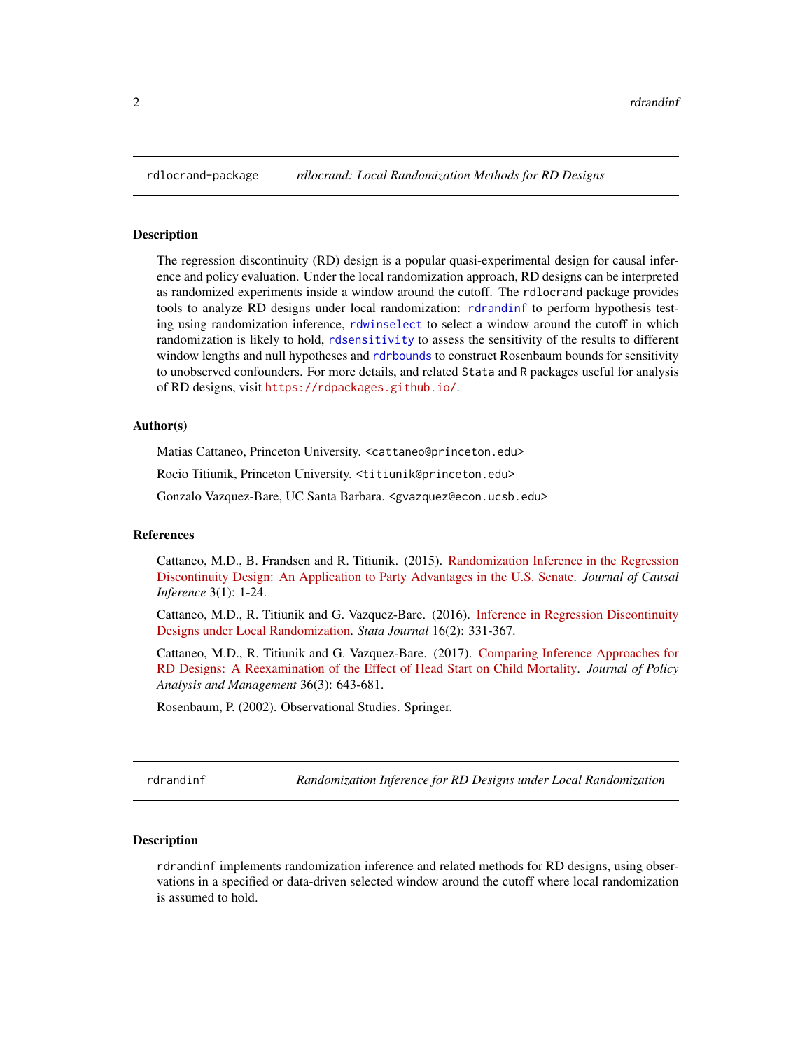## rdlocrand-package — *rdlocrand: Local Randomization Methods for RD Designs*

### Description

The regression discontinuity (RD) design is a popular quasi-experimental design for causal inference and policy evaluation. Under the local randomization approach, RD designs can be interpreted as randomized experiments inside a window around the cutoff. The `rdlocrand` package provides tools to analyze RD designs under local randomization: `rdrandinf` to perform hypothesis testing using randomization inference, `rdwinselect` to select a window around the cutoff in which randomization is likely to hold, `rdsensitivity` to assess the sensitivity of the results to different window lengths and null hypotheses and `rdrbounds` to construct Rosenbaum bounds for sensitivity to unobserved confounders. For more details, and related `Stata` and `R` packages useful for analysis of RD designs, visit `https://rdpackages.github.io/`.

### Author(s)

Matias Cattaneo, Princeton University. `<cattaneo@princeton.edu>`

Rocio Titiunik, Princeton University. `<titiunik@princeton.edu>`

Gonzalo Vazquez-Bare, UC Santa Barbara. `<gvazquez@econ.ucsb.edu>`

### References

Cattaneo, M.D., B. Frandsen and R. Titiunik. (2015). Randomization Inference in the Regression Discontinuity Design: An Application to Party Advantages in the U.S. Senate. *Journal of Causal Inference* 3(1): 1-24.

Cattaneo, M.D., R. Titiunik and G. Vazquez-Bare. (2016). Inference in Regression Discontinuity Designs under Local Randomization. *Stata Journal* 16(2): 331-367.

Cattaneo, M.D., R. Titiunik and G. Vazquez-Bare. (2017). Comparing Inference Approaches for RD Designs: A Reexamination of the Effect of Head Start on Child Mortality. *Journal of Policy Analysis and Management* 36(3): 643-681.

Rosenbaum, P. (2002). Observational Studies. Springer.

## rdrandinf — *Randomization Inference for RD Designs under Local Randomization*

### Description

`rdrandinf` implements randomization inference and related methods for RD designs, using observations in a specified or data-driven selected window around the cutoff where local randomization is assumed to hold.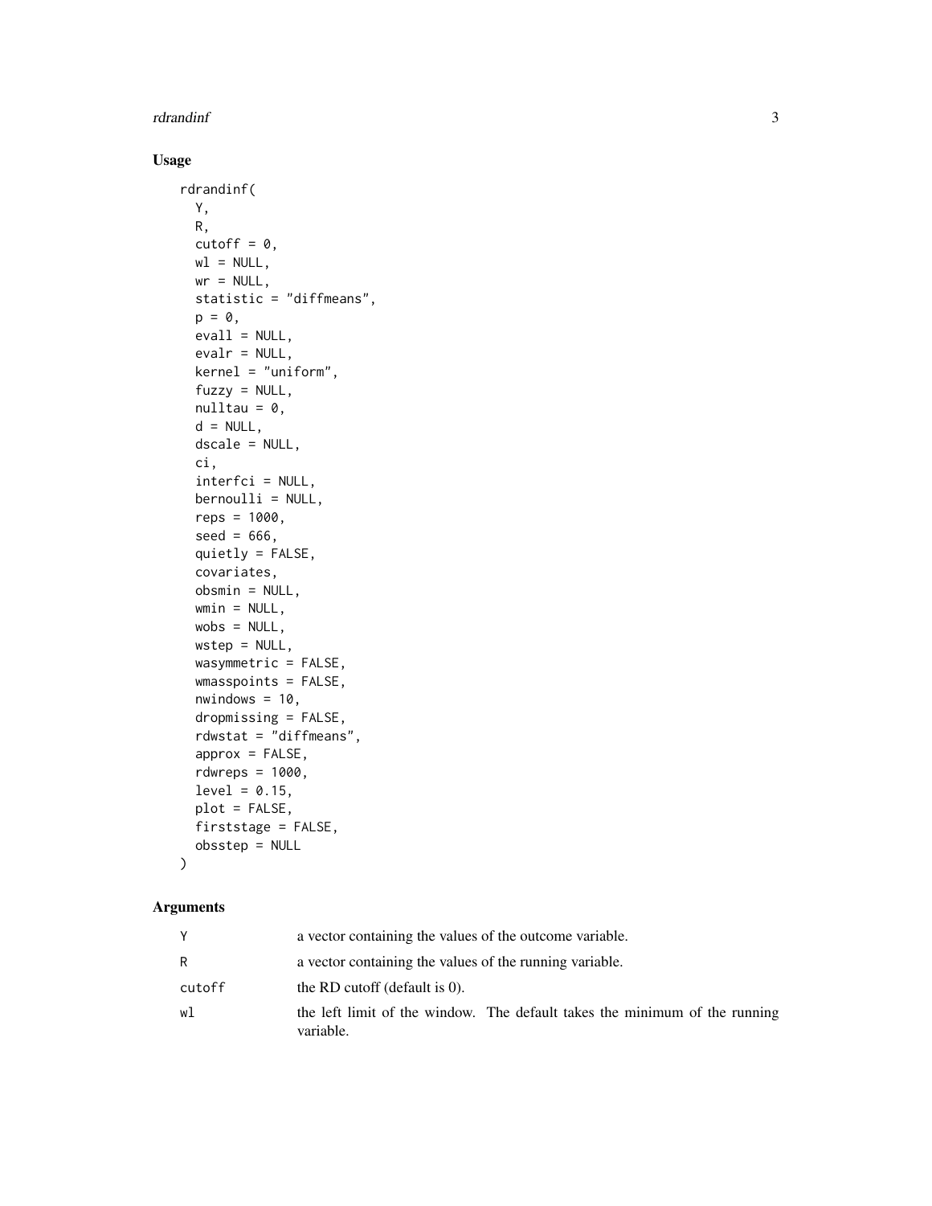## Usage

```
rdrandinf(
  Y,
  R,
  cutoff = 0,
  wl = NULL,
  wr = NULL,
  statistic = "diffmeans",
  p = 0,
  evall = NULL,
  evalr = NULL,
  kernel = "uniform",
  fuzzy = NULL,
  nulltau = 0,
  d = NULL,
  dscale = NULL,
  ci,
  interfci = NULL,
  bernoulli = NULL,
  reps = 1000,
  seed = 666,
  quietly = FALSE,
  covariates,
  obsmin = NULL,
  wmin = NULL,
  wobs = NULL,
  wstep = NULL,
  wasymmetric = FALSE,
  wmasspoints = FALSE,
  nwindows = 10,
  dropmissing = FALSE,
  rdwstat = "diffmeans",
  approx = FALSE,
  rdwreps = 1000,
  level = 0.15,
  plot = FALSE,
  firststage = FALSE,
  obsstep = NULL
)
```

## Arguments

| | |
|---|---|
| Y | a vector containing the values of the outcome variable. |
| R | a vector containing the values of the running variable. |
| cutoff | the RD cutoff (default is 0). |
| wl | the left limit of the window. The default takes the minimum of the running variable. |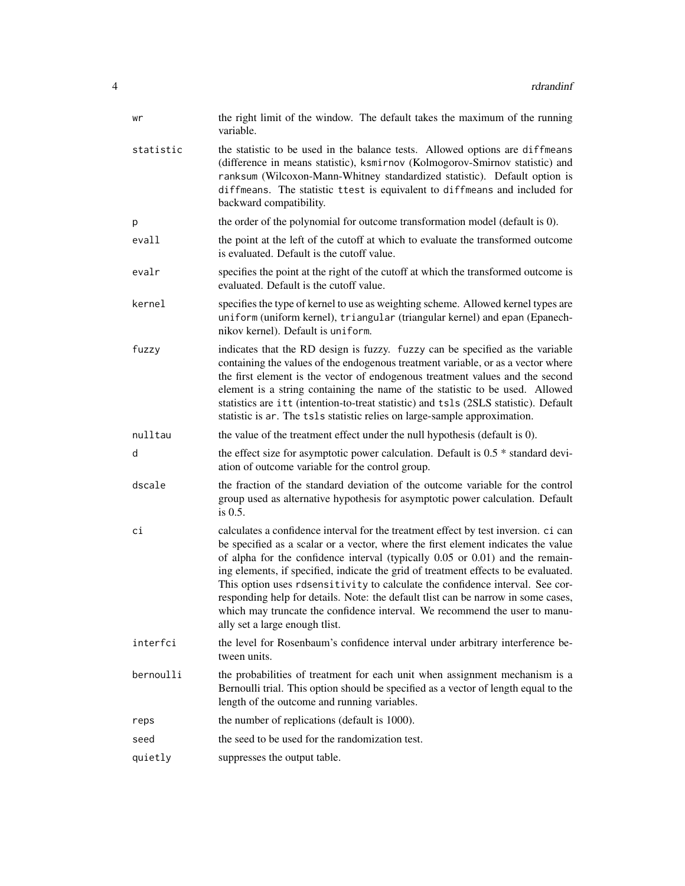| | |
|---|---|
| wr | the right limit of the window. The default takes the maximum of the running variable. |
| statistic | the statistic to be used in the balance tests. Allowed options are `diffmeans` (difference in means statistic), `ksmirnov` (Kolmogorov-Smirnov statistic) and `ranksum` (Wilcoxon-Mann-Whitney standardized statistic). Default option is `diffmeans`. The statistic `ttest` is equivalent to `diffmeans` and included for backward compatibility. |
| p | the order of the polynomial for outcome transformation model (default is 0). |
| evall | the point at the left of the cutoff at which to evaluate the transformed outcome is evaluated. Default is the cutoff value. |
| evalr | specifies the point at the right of the cutoff at which the transformed outcome is evaluated. Default is the cutoff value. |
| kernel | specifies the type of kernel to use as weighting scheme. Allowed kernel types are `uniform` (uniform kernel), `triangular` (triangular kernel) and `epan` (Epanechnikov kernel). Default is `uniform`. |
| fuzzy | indicates that the RD design is fuzzy. `fuzzy` can be specified as the variable containing the values of the endogenous treatment variable, or as a vector where the first element is the vector of endogenous treatment values and the second element is a string containing the name of the statistic to be used. Allowed statistics are `itt` (intention-to-treat statistic) and `tsls` (2SLS statistic). Default statistic is `ar`. The `tsls` statistic relies on large-sample approximation. |
| nulltau | the value of the treatment effect under the null hypothesis (default is 0). |
| d | the effect size for asymptotic power calculation. Default is 0.5 * standard deviation of outcome variable for the control group. |
| dscale | the fraction of the standard deviation of the outcome variable for the control group used as alternative hypothesis for asymptotic power calculation. Default is 0.5. |
| ci | calculates a confidence interval for the treatment effect by test inversion. `ci` can be specified as a scalar or a vector, where the first element indicates the value of alpha for the confidence interval (typically 0.05 or 0.01) and the remaining elements, if specified, indicate the grid of treatment effects to be evaluated. This option uses `rdsensitivity` to calculate the confidence interval. See corresponding help for details. Note: the default tlist can be narrow in some cases, which may truncate the confidence interval. We recommend the user to manually set a large enough tlist. |
| interfci | the level for Rosenbaum's confidence interval under arbitrary interference between units. |
| bernoulli | the probabilities of treatment for each unit when assignment mechanism is a Bernoulli trial. This option should be specified as a vector of length equal to the length of the outcome and running variables. |
| reps | the number of replications (default is 1000). |
| seed | the seed to be used for the randomization test. |
| quietly | suppresses the output table. |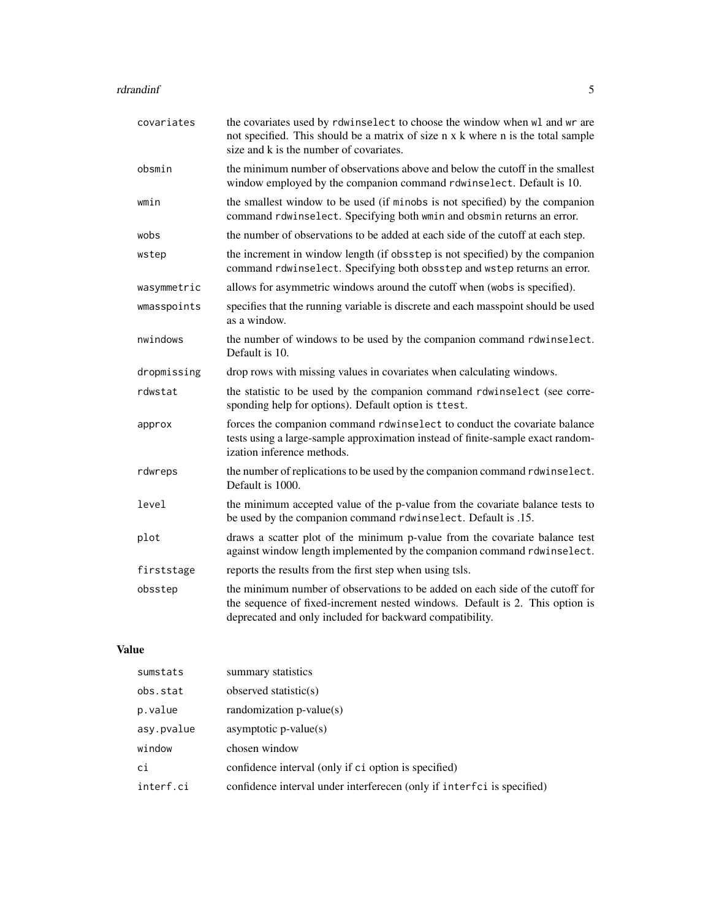| | |
|---|---|
| `covariates` | the covariates used by `rdwinselect` to choose the window when `wl` and `wr` are not specified. This should be a matrix of size n x k where n is the total sample size and k is the number of covariates. |
| `obsmin` | the minimum number of observations above and below the cutoff in the smallest window employed by the companion command `rdwinselect`. Default is 10. |
| `wmin` | the smallest window to be used (if `minobs` is not specified) by the companion command `rdwinselect`. Specifying both `wmin` and `obsmin` returns an error. |
| `wobs` | the number of observations to be added at each side of the cutoff at each step. |
| `wstep` | the increment in window length (if `obsstep` is not specified) by the companion command `rdwinselect`. Specifying both `obsstep` and `wstep` returns an error. |
| `wasymmetric` | allows for asymmetric windows around the cutoff when (`wobs` is specified). |
| `wmasspoints` | specifies that the running variable is discrete and each masspoint should be used as a window. |
| `nwindows` | the number of windows to be used by the companion command `rdwinselect`. Default is 10. |
| `dropmissing` | drop rows with missing values in covariates when calculating windows. |
| `rdwstat` | the statistic to be used by the companion command `rdwinselect` (see corresponding help for options). Default option is `ttest`. |
| `approx` | forces the companion command `rdwinselect` to conduct the covariate balance tests using a large-sample approximation instead of finite-sample exact randomization inference methods. |
| `rdwreps` | the number of replications to be used by the companion command `rdwinselect`. Default is 1000. |
| `level` | the minimum accepted value of the p-value from the covariate balance tests to be used by the companion command `rdwinselect`. Default is .15. |
| `plot` | draws a scatter plot of the minimum p-value from the covariate balance test against window length implemented by the companion command `rdwinselect`. |
| `firststage` | reports the results from the first step when using tsls. |
| `obsstep` | the minimum number of observations to be added on each side of the cutoff for the sequence of fixed-increment nested windows. Default is 2. This option is deprecated and only included for backward compatibility. |

## Value

| | |
|---|---|
| `sumstats` | summary statistics |
| `obs.stat` | observed statistic(s) |
| `p.value` | randomization p-value(s) |
| `asy.pvalue` | asymptotic p-value(s) |
| `window` | chosen window |
| `ci` | confidence interval (only if `ci` option is specified) |
| `interf.ci` | confidence interval under interferecen (only if `interfci` is specified) |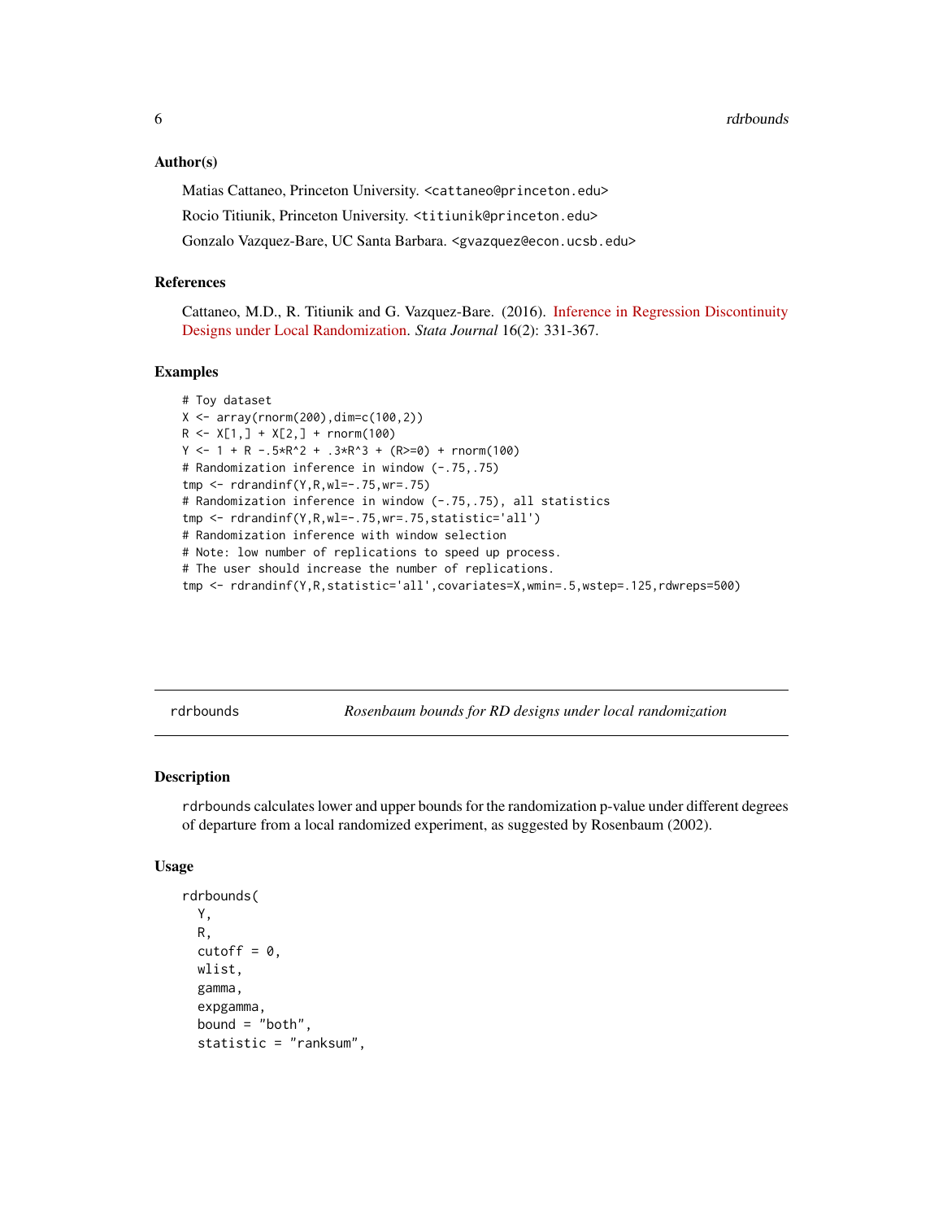### Author(s)

Matias Cattaneo, Princeton University. <cattaneo@princeton.edu>

Rocio Titiunik, Princeton University. <titiunik@princeton.edu>

Gonzalo Vazquez-Bare, UC Santa Barbara. <gvazquez@econ.ucsb.edu>

### References

Cattaneo, M.D., R. Titiunik and G. Vazquez-Bare. (2016). Inference in Regression Discontinuity Designs under Local Randomization. *Stata Journal* 16(2): 331-367.

### Examples

```
# Toy dataset
X <- array(rnorm(200),dim=c(100,2))
R <- X[1,] + X[2,] + rnorm(100)
Y <- 1 + R -.5*R^2 + .3*R^3 + (R>=0) + rnorm(100)
# Randomization inference in window (-.75,.75)
tmp <- rdrandinf(Y,R,wl=-.75,wr=.75)
# Randomization inference in window (-.75,.75), all statistics
tmp <- rdrandinf(Y,R,wl=-.75,wr=.75,statistic='all')
# Randomization inference with window selection
# Note: low number of replications to speed up process.
# The user should increase the number of replications.
tmp <- rdrandinf(Y,R,statistic='all',covariates=X,wmin=.5,wstep=.125,rdwreps=500)
```

---

## rdrbounds — *Rosenbaum bounds for RD designs under local randomization*

### Description

rdrbounds calculates lower and upper bounds for the randomization p-value under different degrees of departure from a local randomized experiment, as suggested by Rosenbaum (2002).

### Usage

```
rdrbounds(
  Y,
  R,
  cutoff = 0,
  wlist,
  gamma,
  expgamma,
  bound = "both",
  statistic = "ranksum",
```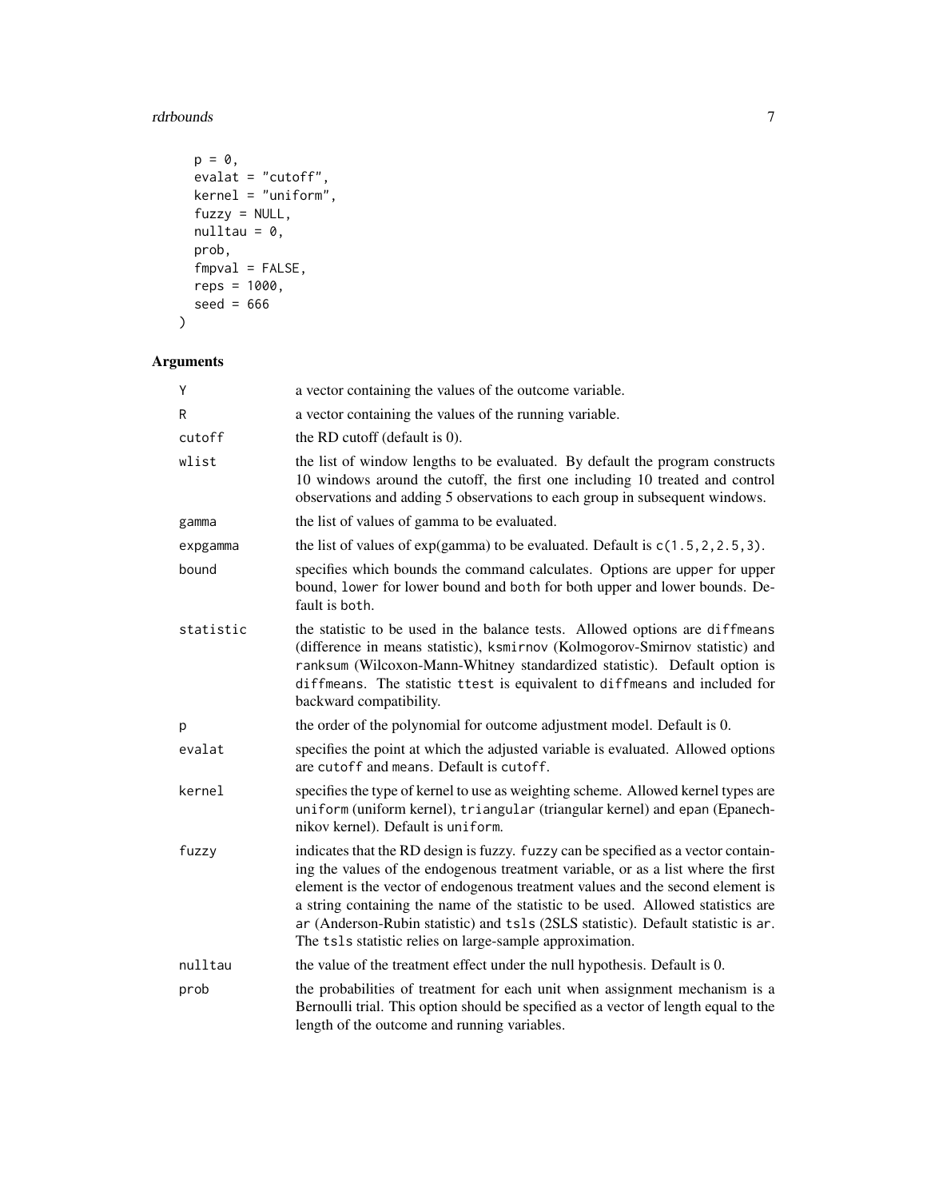```
  p = 0,
  evalat = "cutoff",
  kernel = "uniform",
  fuzzy = NULL,
  nulltau = 0,
  prob,
  fmpval = FALSE,
  reps = 1000,
  seed = 666
)
```

## Arguments

| | |
|---|---|
| `Y` | a vector containing the values of the outcome variable. |
| `R` | a vector containing the values of the running variable. |
| `cutoff` | the RD cutoff (default is 0). |
| `wlist` | the list of window lengths to be evaluated. By default the program constructs 10 windows around the cutoff, the first one including 10 treated and control observations and adding 5 observations to each group in subsequent windows. |
| `gamma` | the list of values of gamma to be evaluated. |
| `expgamma` | the list of values of exp(gamma) to be evaluated. Default is `c(1.5,2,2.5,3)`. |
| `bound` | specifies which bounds the command calculates. Options are `upper` for upper bound, `lower` for lower bound and `both` for both upper and lower bounds. Default is `both`. |
| `statistic` | the statistic to be used in the balance tests. Allowed options are `diffmeans` (difference in means statistic), `ksmirnov` (Kolmogorov-Smirnov statistic) and `ranksum` (Wilcoxon-Mann-Whitney standardized statistic). Default option is `diffmeans`. The statistic `ttest` is equivalent to `diffmeans` and included for backward compatibility. |
| `p` | the order of the polynomial for outcome adjustment model. Default is 0. |
| `evalat` | specifies the point at which the adjusted variable is evaluated. Allowed options are `cutoff` and `means`. Default is `cutoff`. |
| `kernel` | specifies the type of kernel to use as weighting scheme. Allowed kernel types are `uniform` (uniform kernel), `triangular` (triangular kernel) and `epan` (Epanechnikov kernel). Default is `uniform`. |
| `fuzzy` | indicates that the RD design is fuzzy. `fuzzy` can be specified as a vector containing the values of the endogenous treatment variable, or as a list where the first element is the vector of endogenous treatment values and the second element is a string containing the name of the statistic to be used. Allowed statistics are `ar` (Anderson-Rubin statistic) and `tsls` (2SLS statistic). Default statistic is `ar`. The `tsls` statistic relies on large-sample approximation. |
| `nulltau` | the value of the treatment effect under the null hypothesis. Default is 0. |
| `prob` | the probabilities of treatment for each unit when assignment mechanism is a Bernoulli trial. This option should be specified as a vector of length equal to the length of the outcome and running variables. |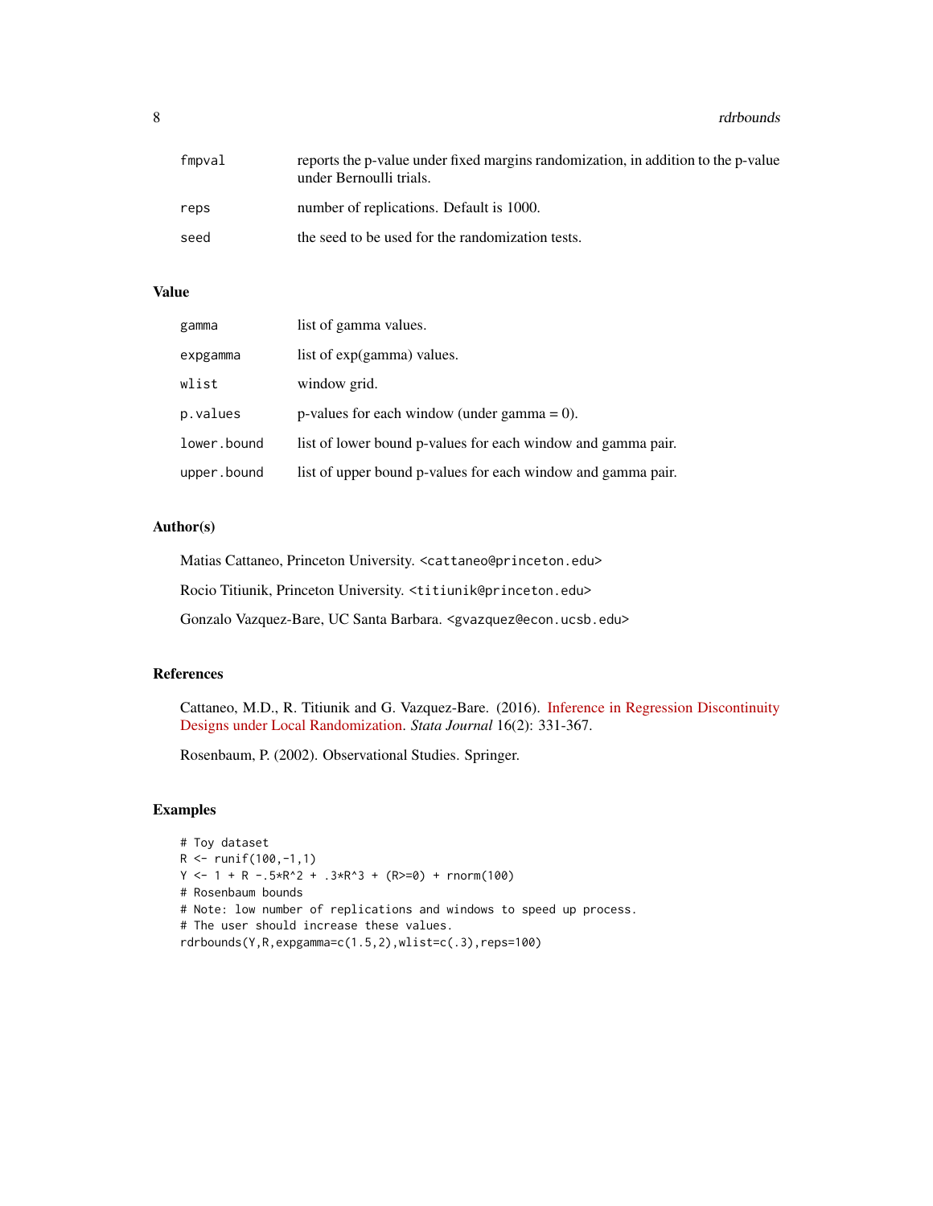| | |
|---|---|
| fmpval | reports the p-value under fixed margins randomization, in addition to the p-value under Bernoulli trials. |
| reps | number of replications. Default is 1000. |
| seed | the seed to be used for the randomization tests. |

## Value

| | |
|---|---|
| gamma | list of gamma values. |
| expgamma | list of exp(gamma) values. |
| wlist | window grid. |
| p.values | p-values for each window (under gamma = 0). |
| lower.bound | list of lower bound p-values for each window and gamma pair. |
| upper.bound | list of upper bound p-values for each window and gamma pair. |

## Author(s)

Matias Cattaneo, Princeton University. <cattaneo@princeton.edu>

Rocio Titiunik, Princeton University. <titiunik@princeton.edu>

Gonzalo Vazquez-Bare, UC Santa Barbara. <gvazquez@econ.ucsb.edu>

## References

Cattaneo, M.D., R. Titiunik and G. Vazquez-Bare. (2016). Inference in Regression Discontinuity Designs under Local Randomization. *Stata Journal* 16(2): 331-367.

Rosenbaum, P. (2002). Observational Studies. Springer.

## Examples

```
# Toy dataset
R <- runif(100,-1,1)
Y <- 1 + R -.5*R^2 + .3*R^3 + (R>=0) + rnorm(100)
# Rosenbaum bounds
# Note: low number of replications and windows to speed up process.
# The user should increase these values.
rdrbounds(Y,R,expgamma=c(1.5,2),wlist=c(.3),reps=100)
```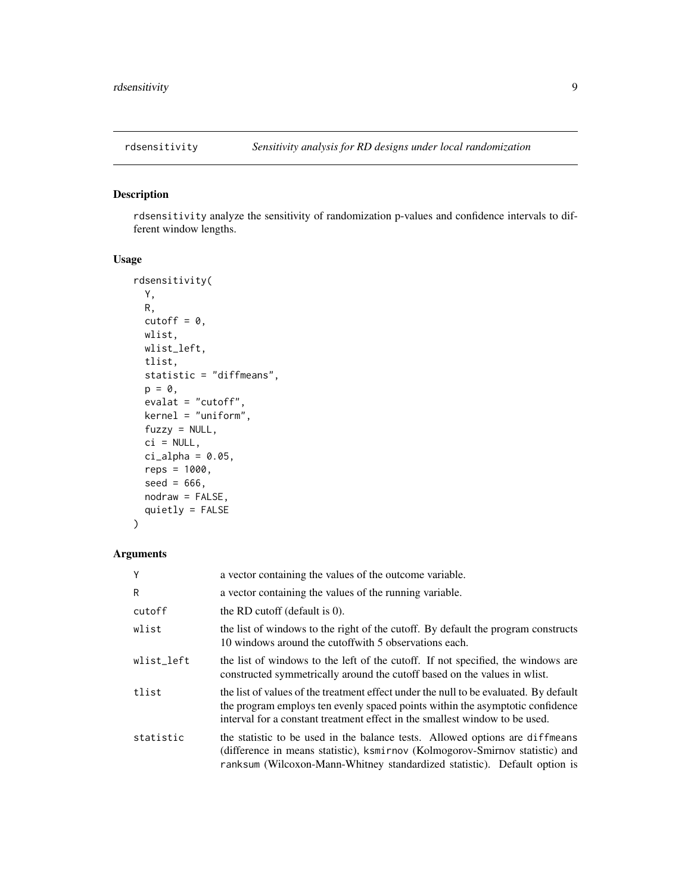## rdsensitivity — *Sensitivity analysis for RD designs under local randomization*

### Description

rdsensitivity analyze the sensitivity of randomization p-values and confidence intervals to different window lengths.

### Usage

```
rdsensitivity(
  Y,
  R,
  cutoff = 0,
  wlist,
  wlist_left,
  tlist,
  statistic = "diffmeans",
  p = 0,
  evalat = "cutoff",
  kernel = "uniform",
  fuzzy = NULL,
  ci = NULL,
  ci_alpha = 0.05,
  reps = 1000,
  seed = 666,
  nodraw = FALSE,
  quietly = FALSE
)
```

### Arguments

| | |
|---|---|
| Y | a vector containing the values of the outcome variable. |
| R | a vector containing the values of the running variable. |
| cutoff | the RD cutoff (default is 0). |
| wlist | the list of windows to the right of the cutoff. By default the program constructs 10 windows around the cutoffwith 5 observations each. |
| wlist_left | the list of windows to the left of the cutoff. If not specified, the windows are constructed symmetrically around the cutoff based on the values in wlist. |
| tlist | the list of values of the treatment effect under the null to be evaluated. By default the program employs ten evenly spaced points within the asymptotic confidence interval for a constant treatment effect in the smallest window to be used. |
| statistic | the statistic to be used in the balance tests. Allowed options are diffmeans (difference in means statistic), ksmirnov (Kolmogorov-Smirnov statistic) and ranksum (Wilcoxon-Mann-Whitney standardized statistic). Default option is |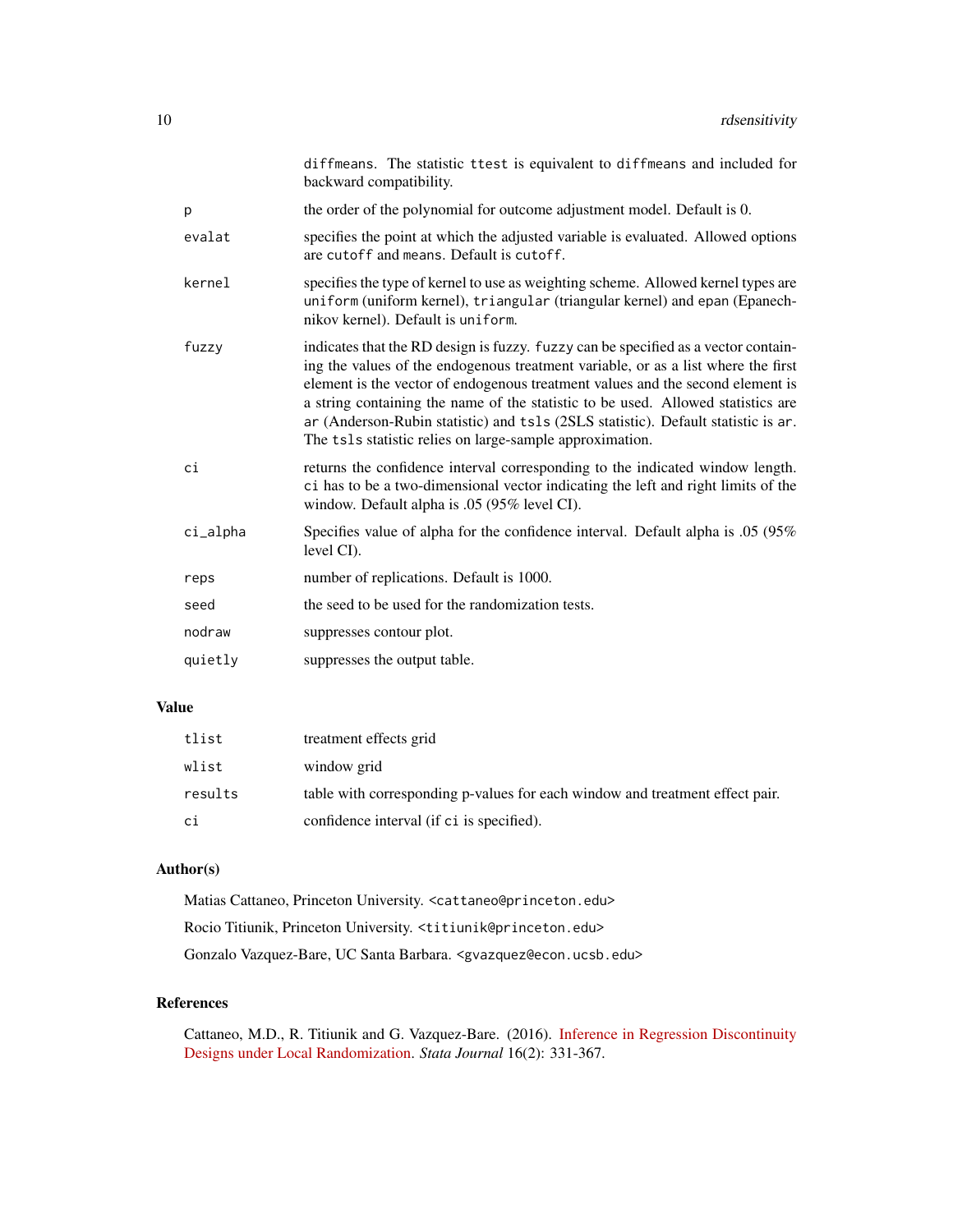diffmeans. The statistic ttest is equivalent to diffmeans and included for backward compatibility.

| | |
|---|---|
| p | the order of the polynomial for outcome adjustment model. Default is 0. |
| evalat | specifies the point at which the adjusted variable is evaluated. Allowed options are cutoff and means. Default is cutoff. |
| kernel | specifies the type of kernel to use as weighting scheme. Allowed kernel types are uniform (uniform kernel), triangular (triangular kernel) and epan (Epanechnikov kernel). Default is uniform. |
| fuzzy | indicates that the RD design is fuzzy. fuzzy can be specified as a vector containing the values of the endogenous treatment variable, or as a list where the first element is the vector of endogenous treatment values and the second element is a string containing the name of the statistic to be used. Allowed statistics are ar (Anderson-Rubin statistic) and tsls (2SLS statistic). Default statistic is ar. The tsls statistic relies on large-sample approximation. |
| ci | returns the confidence interval corresponding to the indicated window length. ci has to be a two-dimensional vector indicating the left and right limits of the window. Default alpha is .05 (95% level CI). |
| ci_alpha | Specifies value of alpha for the confidence interval. Default alpha is .05 (95% level CI). |
| reps | number of replications. Default is 1000. |
| seed | the seed to be used for the randomization tests. |
| nodraw | suppresses contour plot. |
| quietly | suppresses the output table. |

## Value

| | |
|---|---|
| tlist | treatment effects grid |
| wlist | window grid |
| results | table with corresponding p-values for each window and treatment effect pair. |
| ci | confidence interval (if ci is specified). |

## Author(s)

Matias Cattaneo, Princeton University. <cattaneo@princeton.edu>

Rocio Titiunik, Princeton University. <titiunik@princeton.edu>

Gonzalo Vazquez-Bare, UC Santa Barbara. <gvazquez@econ.ucsb.edu>

## References

Cattaneo, M.D., R. Titiunik and G. Vazquez-Bare. (2016). Inference in Regression Discontinuity Designs under Local Randomization. *Stata Journal* 16(2): 331-367.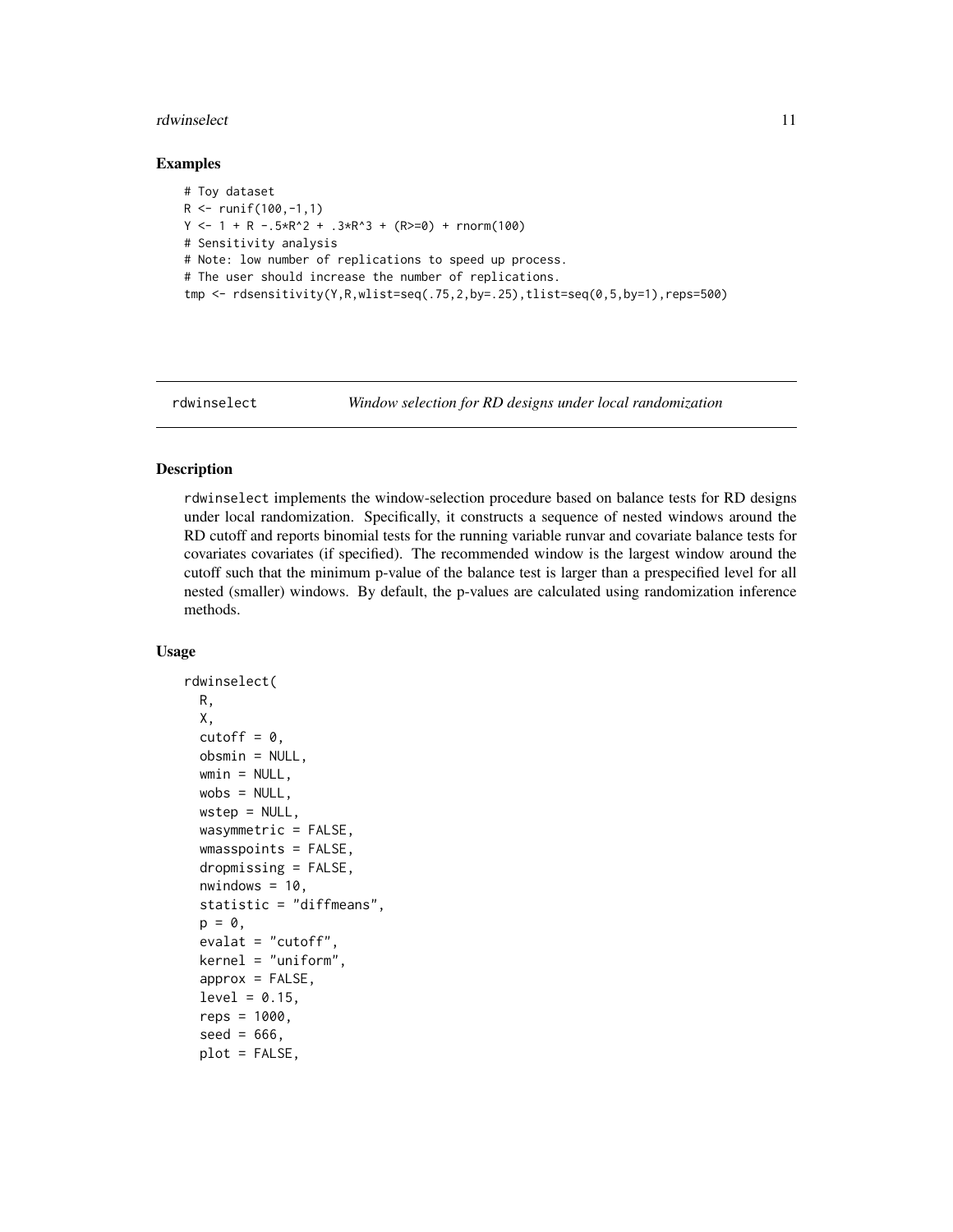## Examples

```
# Toy dataset
R <- runif(100,-1,1)
Y <- 1 + R -.5*R^2 + .3*R^3 + (R>=0) + rnorm(100)
# Sensitivity analysis
# Note: low number of replications to speed up process.
# The user should increase the number of replications.
tmp <- rdsensitivity(Y,R,wlist=seq(.75,2,by=.25),tlist=seq(0,5,by=1),reps=500)
```

---

rdwinselect *Window selection for RD designs under local randomization*

---

## Description

rdwinselect implements the window-selection procedure based on balance tests for RD designs under local randomization. Specifically, it constructs a sequence of nested windows around the RD cutoff and reports binomial tests for the running variable runvar and covariate balance tests for covariates covariates (if specified). The recommended window is the largest window around the cutoff such that the minimum p-value of the balance test is larger than a prespecified level for all nested (smaller) windows. By default, the p-values are calculated using randomization inference methods.

## Usage

```
rdwinselect(
  R,
  X,
  cutoff = 0,
  obsmin = NULL,
  wmin = NULL,
  wobs = NULL,
  wstep = NULL,
  wasymmetric = FALSE,
  wmasspoints = FALSE,
  dropmissing = FALSE,
  nwindows = 10,
  statistic = "diffmeans",
  p = 0,
  evalat = "cutoff",
  kernel = "uniform",
  approx = FALSE,
  level = 0.15,
  reps = 1000,
  seed = 666,
  plot = FALSE,
```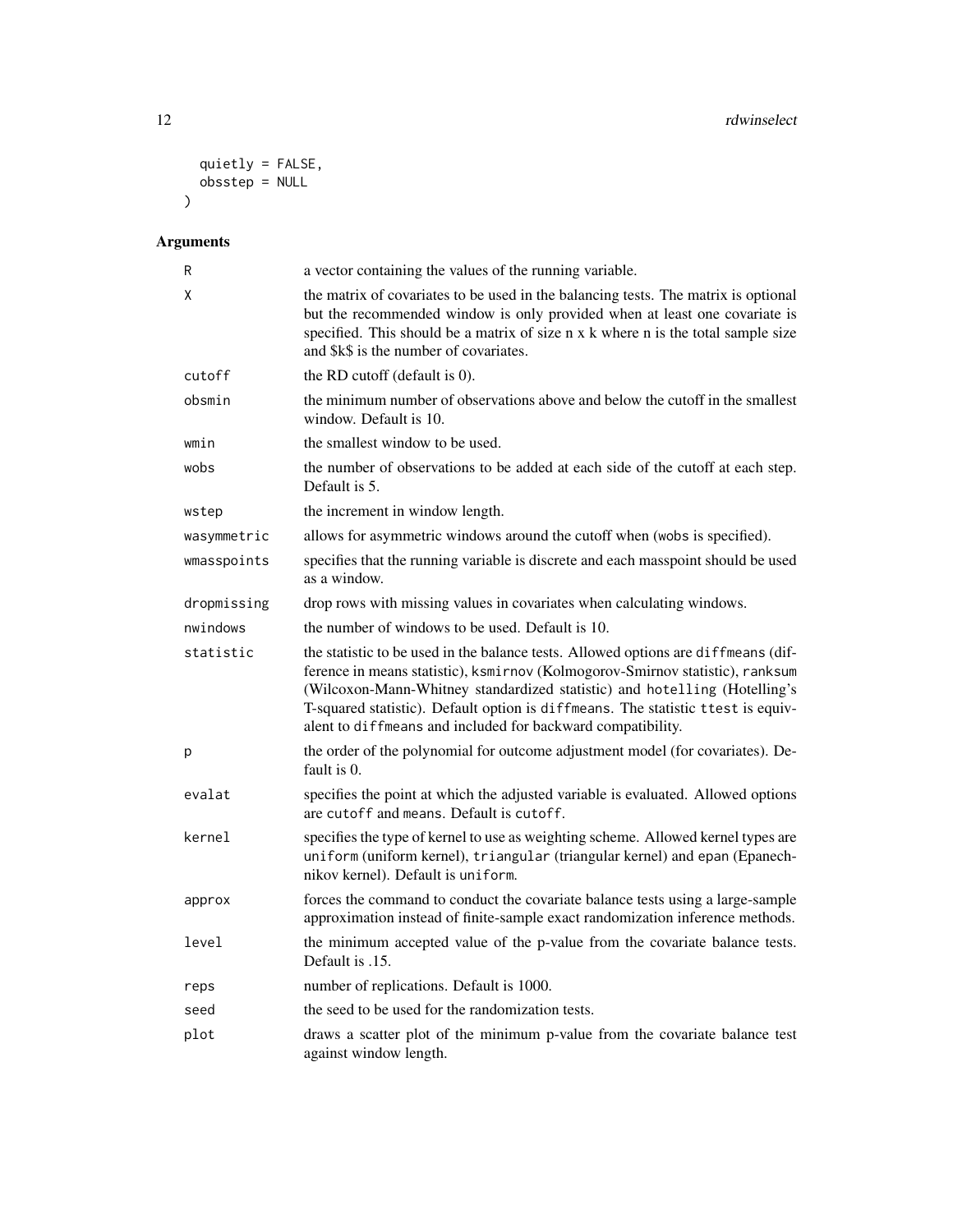```
  quietly = FALSE,
  obsstep = NULL
)
```

## Arguments

| | |
|---|---|
| R | a vector containing the values of the running variable. |
| X | the matrix of covariates to be used in the balancing tests. The matrix is optional but the recommended window is only provided when at least one covariate is specified. This should be a matrix of size n x k where n is the total sample size and $k$ is the number of covariates. |
| cutoff | the RD cutoff (default is 0). |
| obsmin | the minimum number of observations above and below the cutoff in the smallest window. Default is 10. |
| wmin | the smallest window to be used. |
| wobs | the number of observations to be added at each side of the cutoff at each step. Default is 5. |
| wstep | the increment in window length. |
| wasymmetric | allows for asymmetric windows around the cutoff when (wobs is specified). |
| wmasspoints | specifies that the running variable is discrete and each masspoint should be used as a window. |
| dropmissing | drop rows with missing values in covariates when calculating windows. |
| nwindows | the number of windows to be used. Default is 10. |
| statistic | the statistic to be used in the balance tests. Allowed options are diffmeans (difference in means statistic), ksmirnov (Kolmogorov-Smirnov statistic), ranksum (Wilcoxon-Mann-Whitney standardized statistic) and hotelling (Hotelling's T-squared statistic). Default option is diffmeans. The statistic ttest is equivalent to diffmeans and included for backward compatibility. |
| p | the order of the polynomial for outcome adjustment model (for covariates). Default is 0. |
| evalat | specifies the point at which the adjusted variable is evaluated. Allowed options are cutoff and means. Default is cutoff. |
| kernel | specifies the type of kernel to use as weighting scheme. Allowed kernel types are uniform (uniform kernel), triangular (triangular kernel) and epan (Epanechnikov kernel). Default is uniform. |
| approx | forces the command to conduct the covariate balance tests using a large-sample approximation instead of finite-sample exact randomization inference methods. |
| level | the minimum accepted value of the p-value from the covariate balance tests. Default is .15. |
| reps | number of replications. Default is 1000. |
| seed | the seed to be used for the randomization tests. |
| plot | draws a scatter plot of the minimum p-value from the covariate balance test against window length. |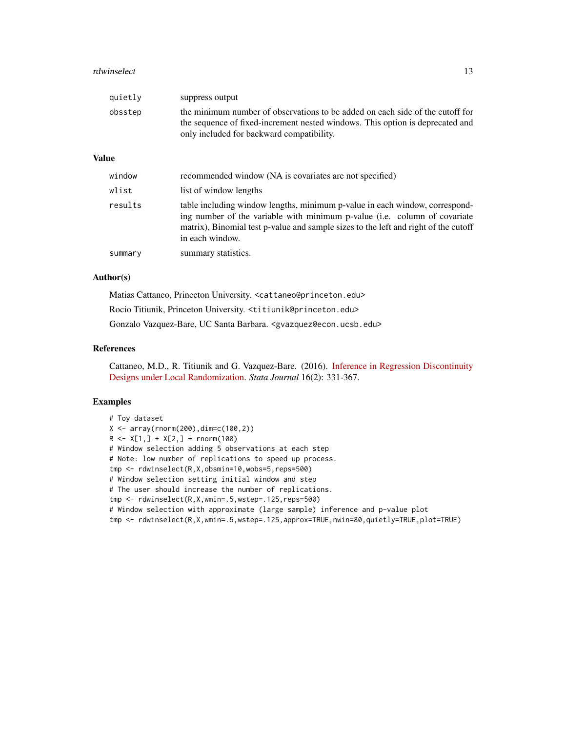| | |
|---|---|
| quietly | suppress output |
| obsstep | the minimum number of observations to be added on each side of the cutoff for the sequence of fixed-increment nested windows. This option is deprecated and only included for backward compatibility. |

## Value

| | |
|---|---|
| window | recommended window (NA is covariates are not specified) |
| wlist | list of window lengths |
| results | table including window lengths, minimum p-value in each window, corresponding number of the variable with minimum p-value (i.e. column of covariate matrix), Binomial test p-value and sample sizes to the left and right of the cutoff in each window. |
| summary | summary statistics. |

## Author(s)

Matias Cattaneo, Princeton University. <cattaneo@princeton.edu>

Rocio Titiunik, Princeton University. <titiunik@princeton.edu>

Gonzalo Vazquez-Bare, UC Santa Barbara. <gvazquez@econ.ucsb.edu>

## References

Cattaneo, M.D., R. Titiunik and G. Vazquez-Bare. (2016). Inference in Regression Discontinuity Designs under Local Randomization. *Stata Journal* 16(2): 331-367.

## Examples

```
# Toy dataset
X <- array(rnorm(200),dim=c(100,2))
R <- X[1,] + X[2,] + rnorm(100)
# Window selection adding 5 observations at each step
# Note: low number of replications to speed up process.
tmp <- rdwinselect(R,X,obsmin=10,wobs=5,reps=500)
# Window selection setting initial window and step
# The user should increase the number of replications.
tmp <- rdwinselect(R,X,wmin=.5,wstep=.125,reps=500)
# Window selection with approximate (large sample) inference and p-value plot
tmp <- rdwinselect(R,X,wmin=.5,wstep=.125,approx=TRUE,nwin=80,quietly=TRUE,plot=TRUE)
```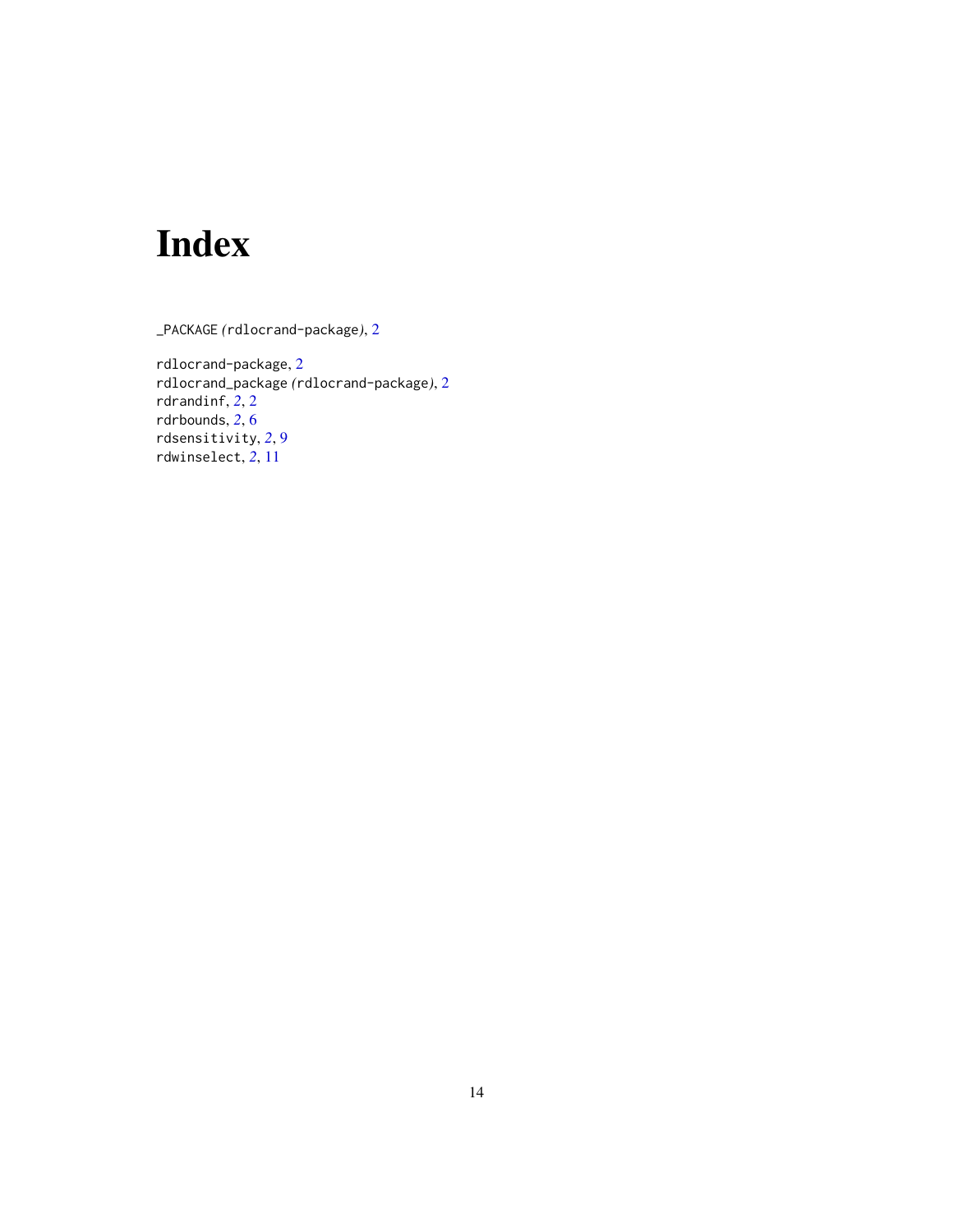# Index

_PACKAGE (rdlocrand-package), 2

rdlocrand-package, 2
rdlocrand_package (rdlocrand-package), 2
rdrandinf, *2*, 2
rdrbounds, *2*, 6
rdsensitivity, *2*, 9
rdwinselect, *2*, 11